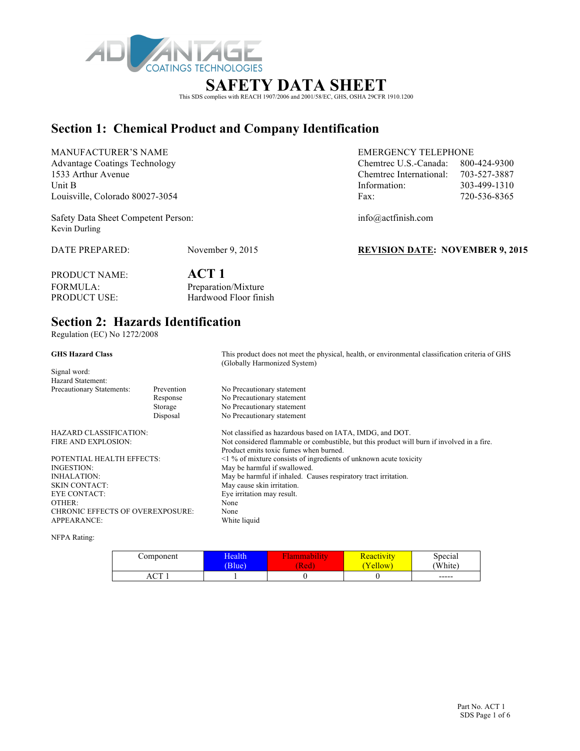ADVANTAGE COATINGS TECHNOLOGIES

# SAFETY DATA SHEET

This SDS complies with REACH 1907/2006 and 2001/58/EC, GHS, OSHA 29CFR 1910.1200

## Section 1: Chemical Product and Company Identification

MANUFACTURER'S NAME
Advantage Coatings Technology
1533 Arthur Avenue
Unit B
Louisville, Colorado 80027-3054

EMERGENCY TELEPHONE

| | |
|---|---|
| Chemtrec U.S.-Canada: | 800-424-9300 |
| Chemtrec International: | 703-527-3887 |
| Information: | 303-499-1310 |
| Fax: | 720-536-8365 |

Safety Data Sheet Competent Person:
Kevin Durling

info@actfinish.com

DATE PREPARED: November 9, 2015

**REVISION DATE: NOVEMBER 9, 2015**

PRODUCT NAME: **ACT 1**
FORMULA: Preparation/Mixture
PRODUCT USE: Hardwood Floor finish

## Section 2: Hazards Identification

Regulation (EC) No 1272/2008

**GHS Hazard Class**: This product does not meet the physical, health, or environmental classification criteria of GHS (Globally Harmonized System)

Signal word:
Hazard Statement:
Precautionary Statements:

| | |
|---|---|
| Prevention | No Precautionary statement |
| Response | No Precautionary statement |
| Storage | No Precautionary statement |
| Disposal | No Precautionary statement |

| | |
|---|---|
| HAZARD CLASSIFICATION: | Not classified as hazardous based on IATA, IMDG, and DOT. |
| FIRE AND EXPLOSION: | Not considered flammable or combustible, but this product will burn if involved in a fire. Product emits toxic fumes when burned. |
| POTENTIAL HEALTH EFFECTS: | <1 % of mixture consists of ingredients of unknown acute toxicity |
| INGESTION: | May be harmful if swallowed. |
| INHALATION: | May be harmful if inhaled. Causes respiratory tract irritation. |
| SKIN CONTACT: | May cause skin irritation. |
| EYE CONTACT: | Eye irritation may result. |
| OTHER: | None |
| CHRONIC EFFECTS OF OVEREXPOSURE: | None |
| APPEARANCE: | White liquid |

NFPA Rating:

| Component | Health (Blue) | Flammability (Red) | Reactivity (Yellow) | Special (White) |
|---|---|---|---|---|
| ACT 1 | 1 | 0 | 0 | ----- |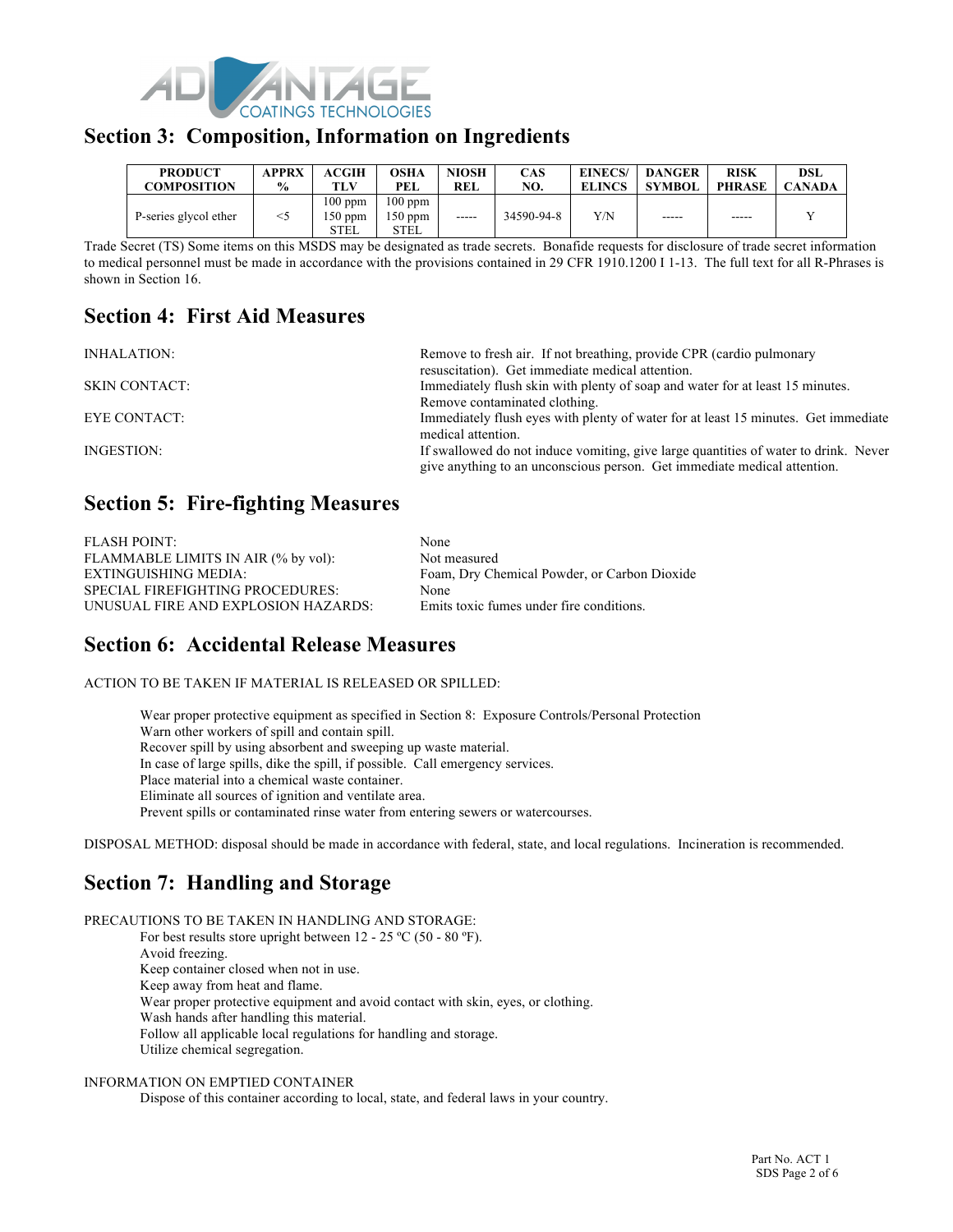## Section 3: Composition, Information on Ingredients

| PRODUCT COMPOSITION | APPRX % | ACGIH TLV | OSHA PEL | NIOSH REL | CAS NO. | EINECS/ ELINCS | DANGER SYMBOL | RISK PHRASE | DSL CANADA |
|---|---|---|---|---|---|---|---|---|---|
| P-series glycol ether | <5 | 100 ppm 150 ppm STEL | 100 ppm 150 ppm STEL | ----- | 34590-94-8 | Y/N | ----- | ----- | Y |

Trade Secret (TS) Some items on this MSDS may be designated as trade secrets. Bonafide requests for disclosure of trade secret information to medical personnel must be made in accordance with the provisions contained in 29 CFR 1910.1200 I 1-13. The full text for all R-Phrases is shown in Section 16.

## Section 4: First Aid Measures

INHALATION: Remove to fresh air. If not breathing, provide CPR (cardio pulmonary resuscitation). Get immediate medical attention.

SKIN CONTACT: Immediately flush skin with plenty of soap and water for at least 15 minutes. Remove contaminated clothing.

EYE CONTACT: Immediately flush eyes with plenty of water for at least 15 minutes. Get immediate medical attention.

INGESTION: If swallowed do not induce vomiting, give large quantities of water to drink. Never give anything to an unconscious person. Get immediate medical attention.

## Section 5: Fire-fighting Measures

FLASH POINT: None
FLAMMABLE LIMITS IN AIR (% by vol): Not measured
EXTINGUISHING MEDIA: Foam, Dry Chemical Powder, or Carbon Dioxide
SPECIAL FIREFIGHTING PROCEDURES: None
UNUSUAL FIRE AND EXPLOSION HAZARDS: Emits toxic fumes under fire conditions.

## Section 6: Accidental Release Measures

ACTION TO BE TAKEN IF MATERIAL IS RELEASED OR SPILLED:

Wear proper protective equipment as specified in Section 8: Exposure Controls/Personal Protection
Warn other workers of spill and contain spill.
Recover spill by using absorbent and sweeping up waste material.
In case of large spills, dike the spill, if possible. Call emergency services.
Place material into a chemical waste container.
Eliminate all sources of ignition and ventilate area.
Prevent spills or contaminated rinse water from entering sewers or watercourses.

DISPOSAL METHOD: disposal should be made in accordance with federal, state, and local regulations. Incineration is recommended.

## Section 7: Handling and Storage

PRECAUTIONS TO BE TAKEN IN HANDLING AND STORAGE:

For best results store upright between 12 - 25 ºC (50 - 80 ºF).
Avoid freezing.
Keep container closed when not in use.
Keep away from heat and flame.
Wear proper protective equipment and avoid contact with skin, eyes, or clothing.
Wash hands after handling this material.
Follow all applicable local regulations for handling and storage.
Utilize chemical segregation.

INFORMATION ON EMPTIED CONTAINER

Dispose of this container according to local, state, and federal laws in your country.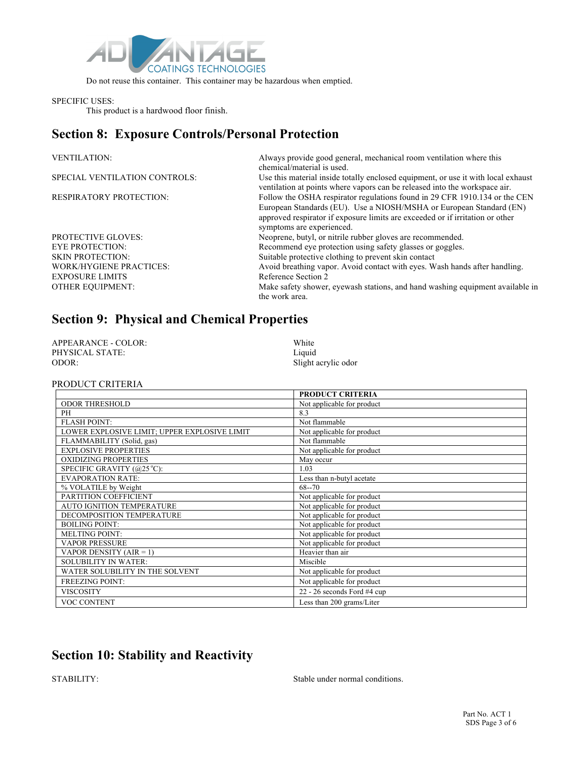Do not reuse this container. This container may be hazardous when emptied.

SPECIFIC USES:

This product is a hardwood floor finish.

## Section 8: Exposure Controls/Personal Protection

VENTILATION: Always provide good general, mechanical room ventilation where this chemical/material is used.

SPECIAL VENTILATION CONTROLS: Use this material inside totally enclosed equipment, or use it with local exhaust ventilation at points where vapors can be released into the workspace air.

RESPIRATORY PROTECTION: Follow the OSHA respirator regulations found in 29 CFR 1910.134 or the CEN European Standards (EU). Use a NIOSH/MSHA or European Standard (EN) approved respirator if exposure limits are exceeded or if irritation or other symptoms are experienced.

PROTECTIVE GLOVES: Neoprene, butyl, or nitrile rubber gloves are recommended.

EYE PROTECTION: Recommend eye protection using safety glasses or goggles.

SKIN PROTECTION: Suitable protective clothing to prevent skin contact

WORK/HYGIENE PRACTICES: Avoid breathing vapor. Avoid contact with eyes. Wash hands after handling.

EXPOSURE LIMITS Reference Section 2

OTHER EQUIPMENT: Make safety shower, eyewash stations, and hand washing equipment available in the work area.

## Section 9: Physical and Chemical Properties

APPEARANCE - COLOR: White

PHYSICAL STATE: Liquid

ODOR: Slight acrylic odor

PRODUCT CRITERIA

| | PRODUCT CRITERIA |
|---|---|
| ODOR THRESHOLD | Not applicable for product |
| PH | 8.3 |
| FLASH POINT: | Not flammable |
| LOWER EXPLOSIVE LIMIT; UPPER EXPLOSIVE LIMIT | Not applicable for product |
| FLAMMABILITY (Solid, gas) | Not flammable |
| EXPLOSIVE PROPERTIES | Not applicable for product |
| OXIDIZING PROPERTIES | May occur |
| SPECIFIC GRAVITY (@25℃): | 1.03 |
| EVAPORATION RATE: | Less than n-butyl acetate |
| % VOLATILE by Weight | 68--70 |
| PARTITION COEFFICIENT | Not applicable for product |
| AUTO IGNITION TEMPERATURE | Not applicable for product |
| DECOMPOSITION TEMPERATURE | Not applicable for product |
| BOILING POINT: | Not applicable for product |
| MELTING POINT: | Not applicable for product |
| VAPOR PRESSURE | Not applicable for product |
| VAPOR DENSITY (AIR = 1) | Heavier than air |
| SOLUBILITY IN WATER: | Miscible |
| WATER SOLUBILITY IN THE SOLVENT | Not applicable for product |
| FREEZING POINT: | Not applicable for product |
| VISCOSITY | 22 - 26 seconds Ford #4 cup |
| VOC CONTENT | Less than 200 grams/Liter |

## Section 10: Stability and Reactivity

STABILITY: Stable under normal conditions.

Part No. ACT 1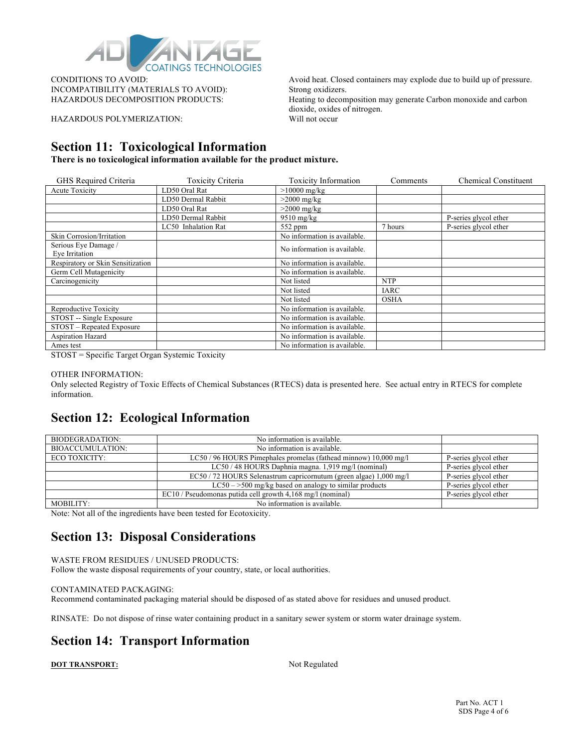| | |
|---|---|
| CONDITIONS TO AVOID: | Avoid heat. Closed containers may explode due to build up of pressure. |
| INCOMPATIBILITY (MATERIALS TO AVOID): | Strong oxidizers. |
| HAZARDOUS DECOMPOSITION PRODUCTS: | Heating to decomposition may generate Carbon monoxide and carbon dioxide, oxides of nitrogen. |
| HAZARDOUS POLYMERIZATION: | Will not occur |

## Section 11: Toxicological Information

**There is no toxicological information available for the product mixture.**

| GHS Required Criteria | Toxicity Criteria | Toxicity Information | Comments | Chemical Constituent |
|---|---|---|---|---|
| Acute Toxicity | LD50 Oral Rat | >10000 mg/kg | | |
| | LD50 Dermal Rabbit | >2000 mg/kg | | |
| | LD50 Oral Rat | >2000 mg/kg | | |
| | LD50 Dermal Rabbit | 9510 mg/kg | | P-series glycol ether |
| | LC50 Inhalation Rat | 552 ppm | 7 hours | P-series glycol ether |
| Skin Corrosion/Irritation | | No information is available. | | |
| Serious Eye Damage / Eye Irritation | | No information is available. | | |
| Respiratory or Skin Sensitization | | No information is available. | | |
| Germ Cell Mutagenicity | | No information is available. | | |
| Carcinogenicity | | Not listed | NTP | |
| | | Not listed | IARC | |
| | | Not listed | OSHA | |
| Reproductive Toxicity | | No information is available. | | |
| STOST -- Single Exposure | | No information is available. | | |
| STOST – Repeated Exposure | | No information is available. | | |
| Aspiration Hazard | | No information is available. | | |
| Ames test | | No information is available. | | |

STOST = Specific Target Organ Systemic Toxicity

OTHER INFORMATION:
Only selected Registry of Toxic Effects of Chemical Substances (RTECS) data is presented here. See actual entry in RTECS for complete information.

## Section 12: Ecological Information

| | | |
|---|---|---|
| BIODEGRADATION: | No information is available. | |
| BIOACCUMULATION: | No information is available. | |
| ECO TOXICITY: | LC50 / 96 HOURS Pimephales promelas (fathead minnow) 10,000 mg/l | P-series glycol ether |
| | LC50 / 48 HOURS Daphnia magna. 1,919 mg/l (nominal) | P-series glycol ether |
| | EC50 / 72 HOURS Selenastrum capricornutum (green algae) 1,000 mg/l | P-series glycol ether |
| | LC50 – >500 mg/kg based on analogy to similar products | P-series glycol ether |
| | EC10 / Pseudomonas putida cell growth 4,168 mg/l (nominal) | P-series glycol ether |
| MOBILITY: | No information is available. | |

Note: Not all of the ingredients have been tested for Ecotoxicity.

## Section 13: Disposal Considerations

WASTE FROM RESIDUES / UNUSED PRODUCTS:
Follow the waste disposal requirements of your country, state, or local authorities.

CONTAMINATED PACKAGING:
Recommend contaminated packaging material should be disposed of as stated above for residues and unused product.

RINSATE: Do not dispose of rinse water containing product in a sanitary sewer system or storm water drainage system.

## Section 14: Transport Information

**DOT TRANSPORT:** Not Regulated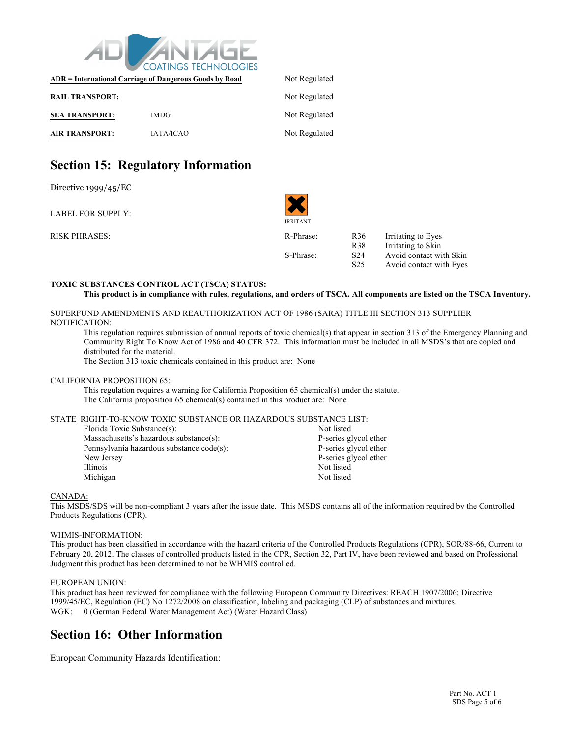| | | |
|---|---|---|
| **ADR = International Carriage of Dangerous Goods by Road** | | Not Regulated |
| **RAIL TRANSPORT:** | | Not Regulated |
| **SEA TRANSPORT:** | IMDG | Not Regulated |
| **AIR TRANSPORT:** | IATA/ICAO | Not Regulated |

## Section 15: Regulatory Information

Directive 1999/45/EC

LABEL FOR SUPPLY: IRRITANT

RISK PHRASES:

| | | |
|---|---|---|
| R-Phrase: | R36 | Irritating to Eyes |
| | R38 | Irritating to Skin |
| S-Phrase: | S24 | Avoid contact with Skin |
| | S25 | Avoid contact with Eyes |

**TOXIC SUBSTANCES CONTROL ACT (TSCA) STATUS:**

**This product is in compliance with rules, regulations, and orders of TSCA. All components are listed on the TSCA Inventory.**

SUPERFUND AMENDMENTS AND REAUTHORIZATION ACT OF 1986 (SARA) TITLE III SECTION 313 SUPPLIER NOTIFICATION:

This regulation requires submission of annual reports of toxic chemical(s) that appear in section 313 of the Emergency Planning and Community Right To Know Act of 1986 and 40 CFR 372. This information must be included in all MSDS's that are copied and distributed for the material.

The Section 313 toxic chemicals contained in this product are: None

CALIFORNIA PROPOSITION 65:

This regulation requires a warning for California Proposition 65 chemical(s) under the statute.

The California proposition 65 chemical(s) contained in this product are: None

STATE RIGHT-TO-KNOW TOXIC SUBSTANCE OR HAZARDOUS SUBSTANCE LIST:

| | |
|---|---|
| Florida Toxic Substance(s): | Not listed |
| Massachusetts's hazardous substance(s): | P-series glycol ether |
| Pennsylvania hazardous substance code(s): | P-series glycol ether |
| New Jersey | P-series glycol ether |
| Illinois | Not listed |
| Michigan | Not listed |

CANADA:

This MSDS/SDS will be non-compliant 3 years after the issue date. This MSDS contains all of the information required by the Controlled Products Regulations (CPR).

WHMIS-INFORMATION:

This product has been classified in accordance with the hazard criteria of the Controlled Products Regulations (CPR), SOR/88-66, Current to February 20, 2012. The classes of controlled products listed in the CPR, Section 32, Part IV, have been reviewed and based on Professional Judgment this product has been determined to not be WHMIS controlled.

EUROPEAN UNION:

This product has been reviewed for compliance with the following European Community Directives: REACH 1907/2006; Directive 1999/45/EC, Regulation (EC) No 1272/2008 on classification, labeling and packaging (CLP) of substances and mixtures.

WGK: 0 (German Federal Water Management Act) (Water Hazard Class)

## Section 16: Other Information

European Community Hazards Identification:

Part No. ACT 1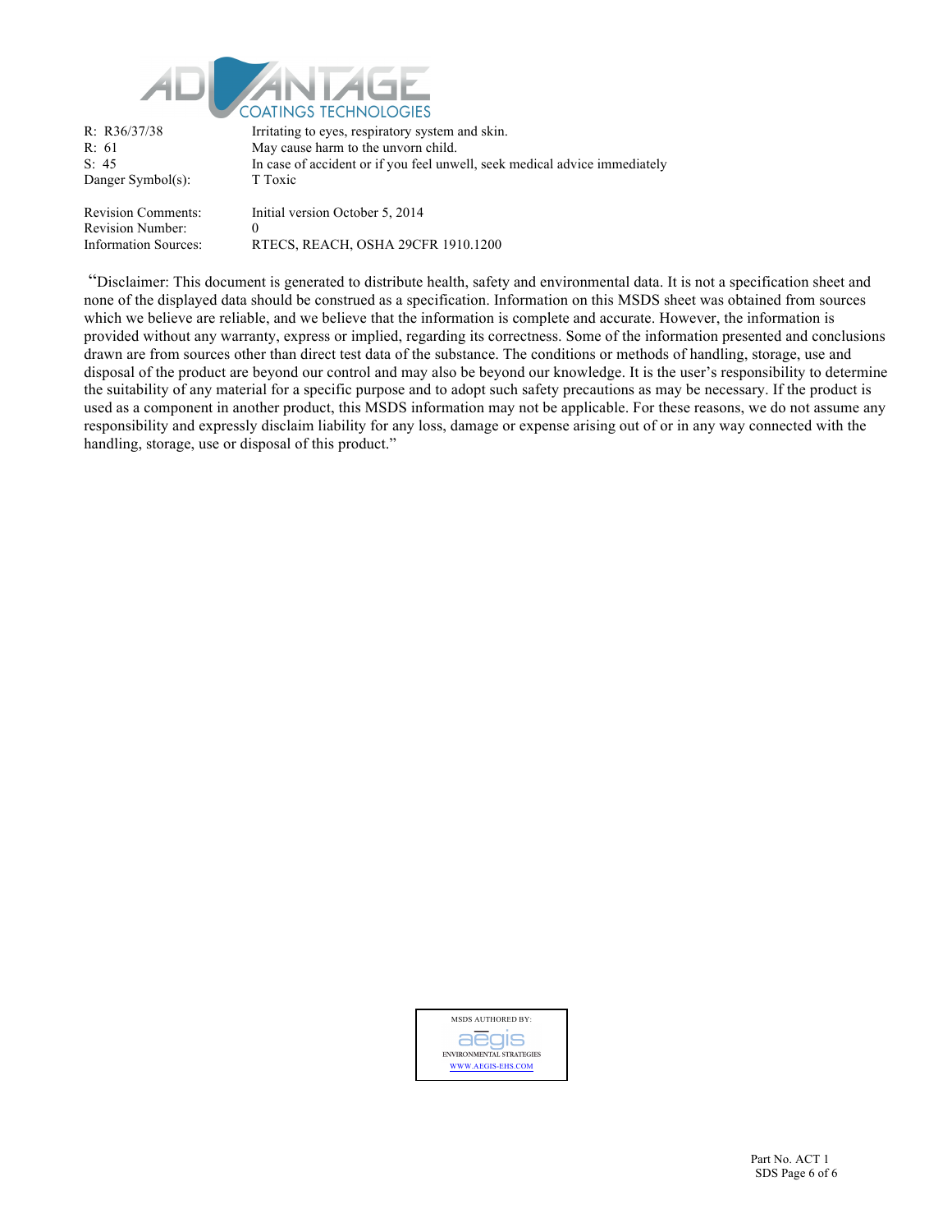| | |
|---|---|
| R: R36/37/38 | Irritating to eyes, respiratory system and skin. |
| R: 61 | May cause harm to the unvorn child. |
| S: 45 | In case of accident or if you feel unwell, seek medical advice immediately |
| Danger Symbol(s): | T Toxic |

| | |
|---|---|
| Revision Comments: | Initial version October 5, 2014 |
| Revision Number: | 0 |
| Information Sources: | RTECS, REACH, OSHA 29CFR 1910.1200 |

"Disclaimer: This document is generated to distribute health, safety and environmental data. It is not a specification sheet and none of the displayed data should be construed as a specification. Information on this MSDS sheet was obtained from sources which we believe are reliable, and we believe that the information is complete and accurate. However, the information is provided without any warranty, express or implied, regarding its correctness. Some of the information presented and conclusions drawn are from sources other than direct test data of the substance. The conditions or methods of handling, storage, use and disposal of the product are beyond our control and may also be beyond our knowledge. It is the user's responsibility to determine the suitability of any material for a specific purpose and to adopt such safety precautions as may be necessary. If the product is used as a component in another product, this MSDS information may not be applicable. For these reasons, we do not assume any responsibility and expressly disclaim liability for any loss, damage or expense arising out of or in any way connected with the handling, storage, use or disposal of this product."

MSDS AUTHORED BY:
aegis
ENVIRONMENTAL STRATEGIES
WWW.AEGIS-EHS.COM

Part No. ACT 1